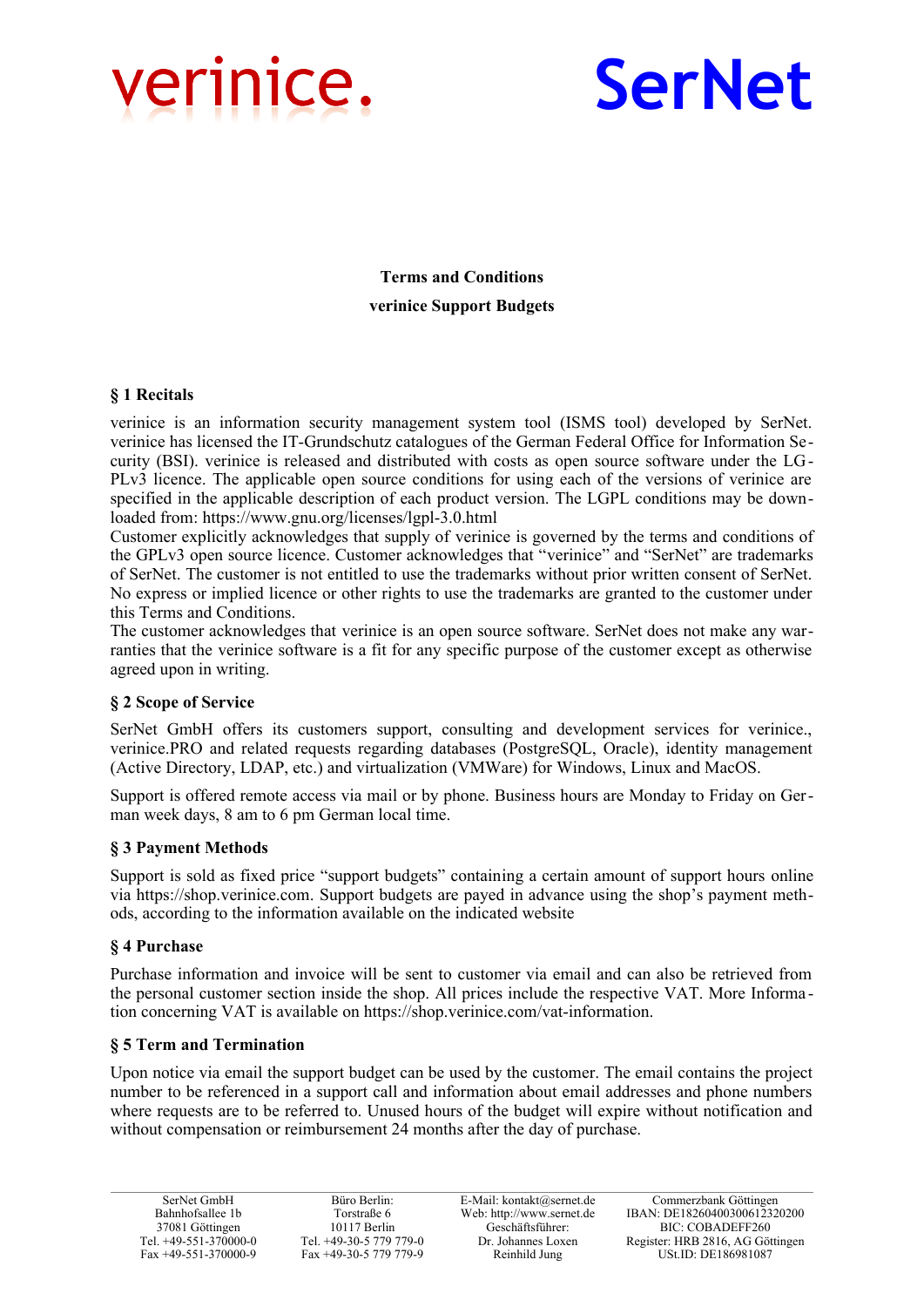verinice.

SerNet

**Terms and Conditions**

**verinice Support Budgets**

## § 1 Recitals

verinice is an information security management system tool (ISMS tool) developed by SerNet. verinice has licensed the IT-Grundschutz catalogues of the German Federal Office for Information Security (BSI). verinice is released and distributed with costs as open source software under the LGPLv3 licence. The applicable open source conditions for using each of the versions of verinice are specified in the applicable description of each product version. The LGPL conditions may be downloaded from: https://www.gnu.org/licenses/lgpl-3.0.html
Customer explicitly acknowledges that supply of verinice is governed by the terms and conditions of the GPLv3 open source licence. Customer acknowledges that "verinice" and "SerNet" are trademarks of SerNet. The customer is not entitled to use the trademarks without prior written consent of SerNet. No express or implied licence or other rights to use the trademarks are granted to the customer under this Terms and Conditions.
The customer acknowledges that verinice is an open source software. SerNet does not make any warranties that the verinice software is a fit for any specific purpose of the customer except as otherwise agreed upon in writing.

## § 2 Scope of Service

SerNet GmbH offers its customers support, consulting and development services for verinice., verinice.PRO and related requests regarding databases (PostgreSQL, Oracle), identity management (Active Directory, LDAP, etc.) and virtualization (VMWare) for Windows, Linux and MacOS.

Support is offered remote access via mail or by phone. Business hours are Monday to Friday on German week days, 8 am to 6 pm German local time.

## § 3 Payment Methods

Support is sold as fixed price "support budgets" containing a certain amount of support hours online via https://shop.verinice.com. Support budgets are payed in advance using the shop's payment methods, according to the information available on the indicated website

## § 4 Purchase

Purchase information and invoice will be sent to customer via email and can also be retrieved from the personal customer section inside the shop. All prices include the respective VAT. More Information concerning VAT is available on https://shop.verinice.com/vat-information.

## § 5 Term and Termination

Upon notice via email the support budget can be used by the customer. The email contains the project number to be referenced in a support call and information about email addresses and phone numbers where requests are to be referred to. Unused hours of the budget will expire without notification and without compensation or reimbursement 24 months after the day of purchase.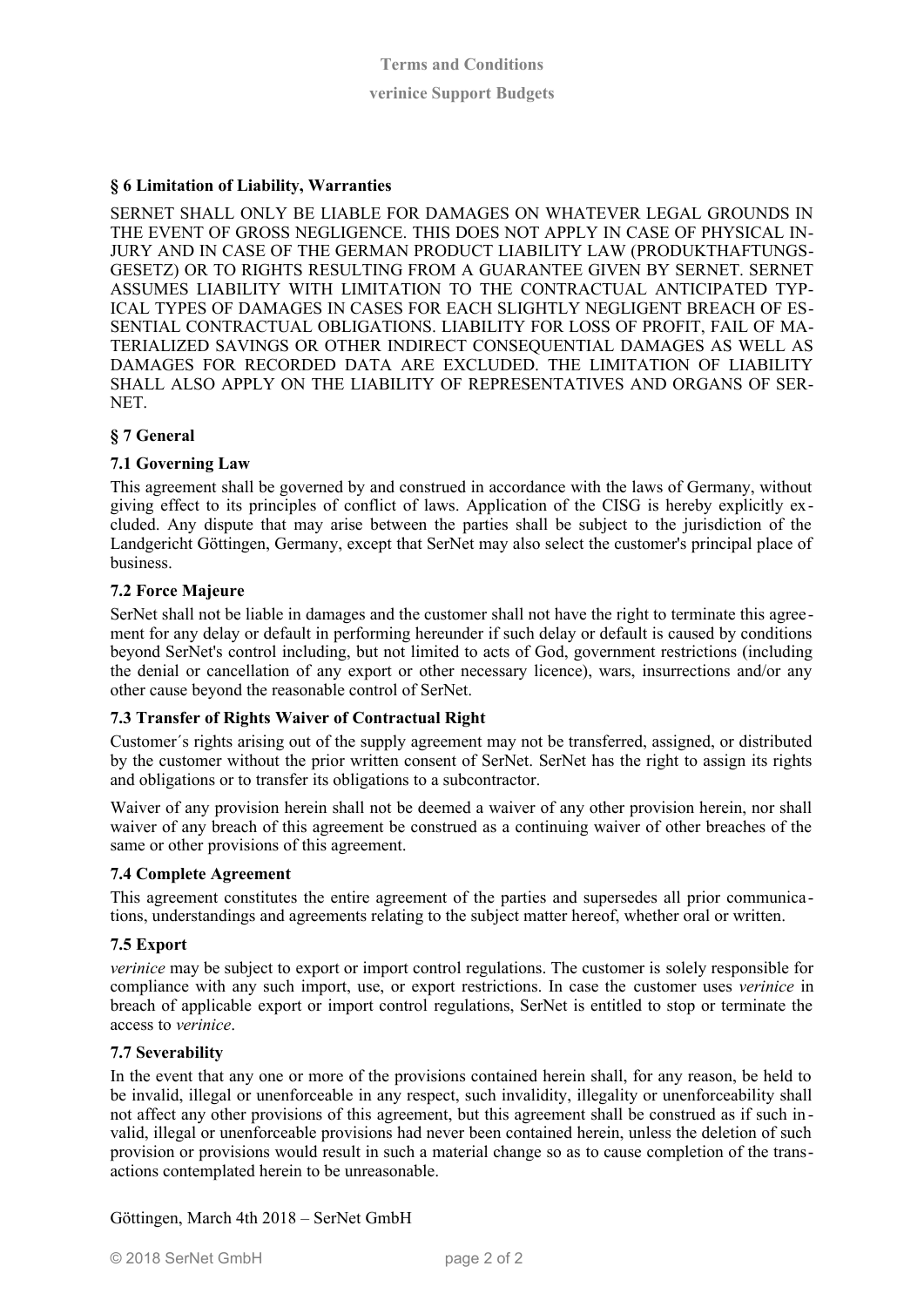## § 6 Limitation of Liability, Warranties

SERNET SHALL ONLY BE LIABLE FOR DAMAGES ON WHATEVER LEGAL GROUNDS IN THE EVENT OF GROSS NEGLIGENCE. THIS DOES NOT APPLY IN CASE OF PHYSICAL INJURY AND IN CASE OF THE GERMAN PRODUCT LIABILITY LAW (PRODUKTHAFTUNGSGESETZ) OR TO RIGHTS RESULTING FROM A GUARANTEE GIVEN BY SERNET. SERNET ASSUMES LIABILITY WITH LIMITATION TO THE CONTRACTUAL ANTICIPATED TYPICAL TYPES OF DAMAGES IN CASES FOR EACH SLIGHTLY NEGLIGENT BREACH OF ESSENTIAL CONTRACTUAL OBLIGATIONS. LIABILITY FOR LOSS OF PROFIT, FAIL OF MATERIALIZED SAVINGS OR OTHER INDIRECT CONSEQUENTIAL DAMAGES AS WELL AS DAMAGES FOR RECORDED DATA ARE EXCLUDED. THE LIMITATION OF LIABILITY SHALL ALSO APPLY ON THE LIABILITY OF REPRESENTATIVES AND ORGANS OF SERNET.

## § 7 General

### 7.1 Governing Law

This agreement shall be governed by and construed in accordance with the laws of Germany, without giving effect to its principles of conflict of laws. Application of the CISG is hereby explicitly excluded. Any dispute that may arise between the parties shall be subject to the jurisdiction of the Landgericht Göttingen, Germany, except that SerNet may also select the customer's principal place of business.

### 7.2 Force Majeure

SerNet shall not be liable in damages and the customer shall not have the right to terminate this agreement for any delay or default in performing hereunder if such delay or default is caused by conditions beyond SerNet's control including, but not limited to acts of God, government restrictions (including the denial or cancellation of any export or other necessary licence), wars, insurrections and/or any other cause beyond the reasonable control of SerNet.

### 7.3 Transfer of Rights Waiver of Contractual Right

Customer´s rights arising out of the supply agreement may not be transferred, assigned, or distributed by the customer without the prior written consent of SerNet. SerNet has the right to assign its rights and obligations or to transfer its obligations to a subcontractor.

Waiver of any provision herein shall not be deemed a waiver of any other provision herein, nor shall waiver of any breach of this agreement be construed as a continuing waiver of other breaches of the same or other provisions of this agreement.

### 7.4 Complete Agreement

This agreement constitutes the entire agreement of the parties and supersedes all prior communications, understandings and agreements relating to the subject matter hereof, whether oral or written.

### 7.5 Export

*verinice* may be subject to export or import control regulations. The customer is solely responsible for compliance with any such import, use, or export restrictions. In case the customer uses *verinice* in breach of applicable export or import control regulations, SerNet is entitled to stop or terminate the access to *verinice*.

### 7.7 Severability

In the event that any one or more of the provisions contained herein shall, for any reason, be held to be invalid, illegal or unenforceable in any respect, such invalidity, illegality or unenforceability shall not affect any other provisions of this agreement, but this agreement shall be construed as if such invalid, illegal or unenforceable provisions had never been contained herein, unless the deletion of such provision or provisions would result in such a material change so as to cause completion of the transactions contemplated herein to be unreasonable.

Göttingen, March 4th 2018 – SerNet GmbH